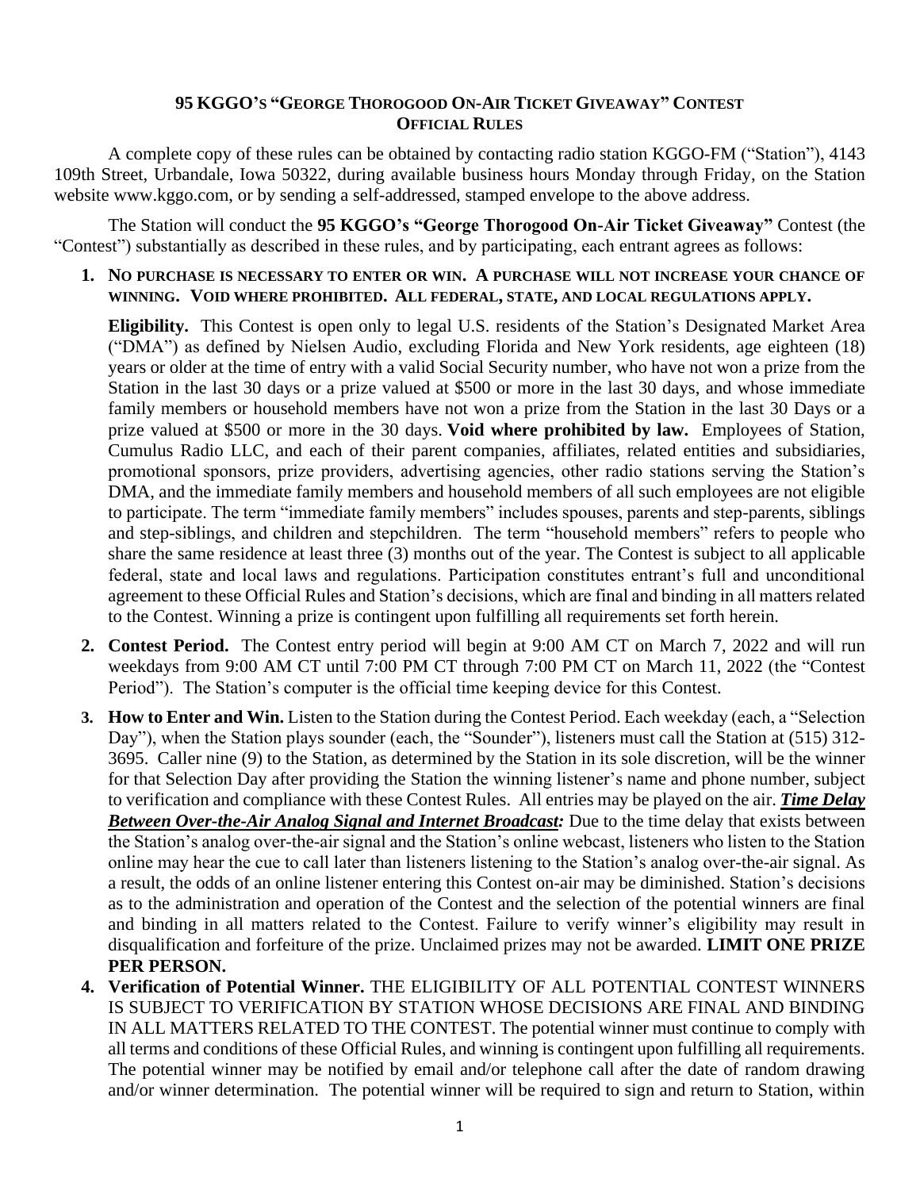# 95 KGGO's "George Thorogood On-Air Ticket Giveaway" Contest
## Official Rules

A complete copy of these rules can be obtained by contacting radio station KGGO-FM ("Station"), 4143 109th Street, Urbandale, Iowa 50322, during available business hours Monday through Friday, on the Station website www.kggo.com, or by sending a self-addressed, stamped envelope to the above address.

The Station will conduct the **95 KGGO's "George Thorogood On-Air Ticket Giveaway"** Contest (the "Contest") substantially as described in these rules, and by participating, each entrant agrees as follows:

1. **No purchase is necessary to enter or win. A purchase will not increase your chance of winning. Void where prohibited. All federal, state, and local regulations apply.**

   **Eligibility.** This Contest is open only to legal U.S. residents of the Station's Designated Market Area ("DMA") as defined by Nielsen Audio, excluding Florida and New York residents, age eighteen (18) years or older at the time of entry with a valid Social Security number, who have not won a prize from the Station in the last 30 days or a prize valued at $500 or more in the last 30 days, and whose immediate family members or household members have not won a prize from the Station in the last 30 Days or a prize valued at $500 or more in the 30 days. **Void where prohibited by law.** Employees of Station, Cumulus Radio LLC, and each of their parent companies, affiliates, related entities and subsidiaries, promotional sponsors, prize providers, advertising agencies, other radio stations serving the Station's DMA, and the immediate family members and household members of all such employees are not eligible to participate. The term "immediate family members" includes spouses, parents and step-parents, siblings and step-siblings, and children and stepchildren. The term "household members" refers to people who share the same residence at least three (3) months out of the year. The Contest is subject to all applicable federal, state and local laws and regulations. Participation constitutes entrant's full and unconditional agreement to these Official Rules and Station's decisions, which are final and binding in all matters related to the Contest. Winning a prize is contingent upon fulfilling all requirements set forth herein.

2. **Contest Period.** The Contest entry period will begin at 9:00 AM CT on March 7, 2022 and will run weekdays from 9:00 AM CT until 7:00 PM CT through 7:00 PM CT on March 11, 2022 (the "Contest Period"). The Station's computer is the official time keeping device for this Contest.

3. **How to Enter and Win.** Listen to the Station during the Contest Period. Each weekday (each, a "Selection Day"), when the Station plays sounder (each, the "Sounder"), listeners must call the Station at (515) 312-3695. Caller nine (9) to the Station, as determined by the Station in its sole discretion, will be the winner for that Selection Day after providing the Station the winning listener's name and phone number, subject to verification and compliance with these Contest Rules. All entries may be played on the air. ***Time Delay Between Over-the-Air Analog Signal and Internet Broadcast:*** Due to the time delay that exists between the Station's analog over-the-air signal and the Station's online webcast, listeners who listen to the Station online may hear the cue to call later than listeners listening to the Station's analog over-the-air signal. As a result, the odds of an online listener entering this Contest on-air may be diminished. Station's decisions as to the administration and operation of the Contest and the selection of the potential winners are final and binding in all matters related to the Contest. Failure to verify winner's eligibility may result in disqualification and forfeiture of the prize. Unclaimed prizes may not be awarded. **LIMIT ONE PRIZE PER PERSON.**

4. **Verification of Potential Winner.** THE ELIGIBILITY OF ALL POTENTIAL CONTEST WINNERS IS SUBJECT TO VERIFICATION BY STATION WHOSE DECISIONS ARE FINAL AND BINDING IN ALL MATTERS RELATED TO THE CONTEST. The potential winner must continue to comply with all terms and conditions of these Official Rules, and winning is contingent upon fulfilling all requirements. The potential winner may be notified by email and/or telephone call after the date of random drawing and/or winner determination. The potential winner will be required to sign and return to Station, within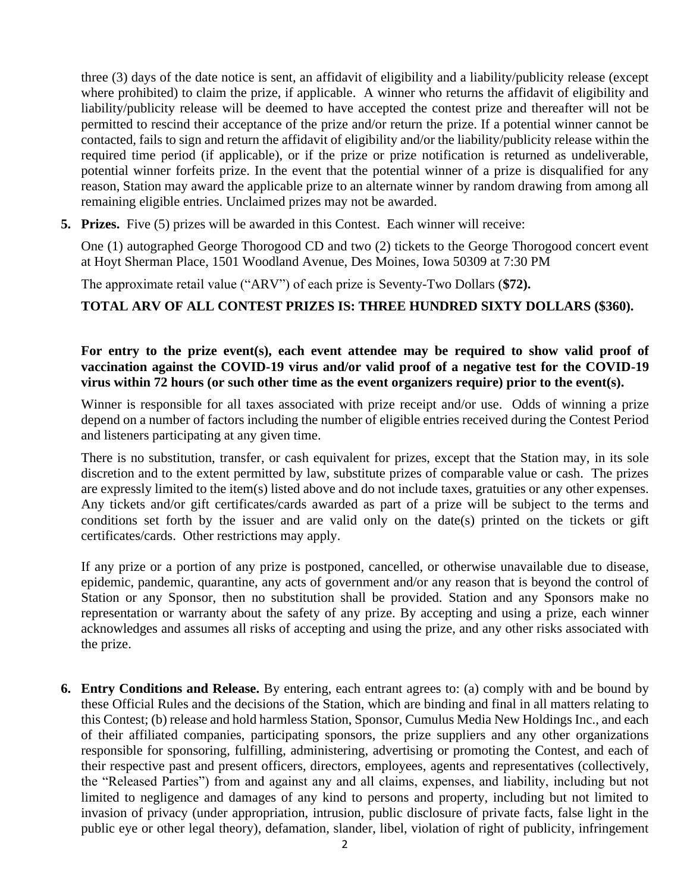three (3) days of the date notice is sent, an affidavit of eligibility and a liability/publicity release (except where prohibited) to claim the prize, if applicable. A winner who returns the affidavit of eligibility and liability/publicity release will be deemed to have accepted the contest prize and thereafter will not be permitted to rescind their acceptance of the prize and/or return the prize. If a potential winner cannot be contacted, fails to sign and return the affidavit of eligibility and/or the liability/publicity release within the required time period (if applicable), or if the prize or prize notification is returned as undeliverable, potential winner forfeits prize. In the event that the potential winner of a prize is disqualified for any reason, Station may award the applicable prize to an alternate winner by random drawing from among all remaining eligible entries. Unclaimed prizes may not be awarded.

5. **Prizes.** Five (5) prizes will be awarded in this Contest. Each winner will receive:

   One (1) autographed George Thorogood CD and two (2) tickets to the George Thorogood concert event at Hoyt Sherman Place, 1501 Woodland Avenue, Des Moines, Iowa 50309 at 7:30 PM

   The approximate retail value ("ARV") of each prize is Seventy-Two Dollars (**$72).**

   **TOTAL ARV OF ALL CONTEST PRIZES IS: THREE HUNDRED SIXTY DOLLARS ($360).**

   **For entry to the prize event(s), each event attendee may be required to show valid proof of vaccination against the COVID-19 virus and/or valid proof of a negative test for the COVID-19 virus within 72 hours (or such other time as the event organizers require) prior to the event(s).**

   Winner is responsible for all taxes associated with prize receipt and/or use. Odds of winning a prize depend on a number of factors including the number of eligible entries received during the Contest Period and listeners participating at any given time.

   There is no substitution, transfer, or cash equivalent for prizes, except that the Station may, in its sole discretion and to the extent permitted by law, substitute prizes of comparable value or cash. The prizes are expressly limited to the item(s) listed above and do not include taxes, gratuities or any other expenses. Any tickets and/or gift certificates/cards awarded as part of a prize will be subject to the terms and conditions set forth by the issuer and are valid only on the date(s) printed on the tickets or gift certificates/cards. Other restrictions may apply.

   If any prize or a portion of any prize is postponed, cancelled, or otherwise unavailable due to disease, epidemic, pandemic, quarantine, any acts of government and/or any reason that is beyond the control of Station or any Sponsor, then no substitution shall be provided. Station and any Sponsors make no representation or warranty about the safety of any prize. By accepting and using a prize, each winner acknowledges and assumes all risks of accepting and using the prize, and any other risks associated with the prize.

6. **Entry Conditions and Release.** By entering, each entrant agrees to: (a) comply with and be bound by these Official Rules and the decisions of the Station, which are binding and final in all matters relating to this Contest; (b) release and hold harmless Station, Sponsor, Cumulus Media New Holdings Inc., and each of their affiliated companies, participating sponsors, the prize suppliers and any other organizations responsible for sponsoring, fulfilling, administering, advertising or promoting the Contest, and each of their respective past and present officers, directors, employees, agents and representatives (collectively, the "Released Parties") from and against any and all claims, expenses, and liability, including but not limited to negligence and damages of any kind to persons and property, including but not limited to invasion of privacy (under appropriation, intrusion, public disclosure of private facts, false light in the public eye or other legal theory), defamation, slander, libel, violation of right of publicity, infringement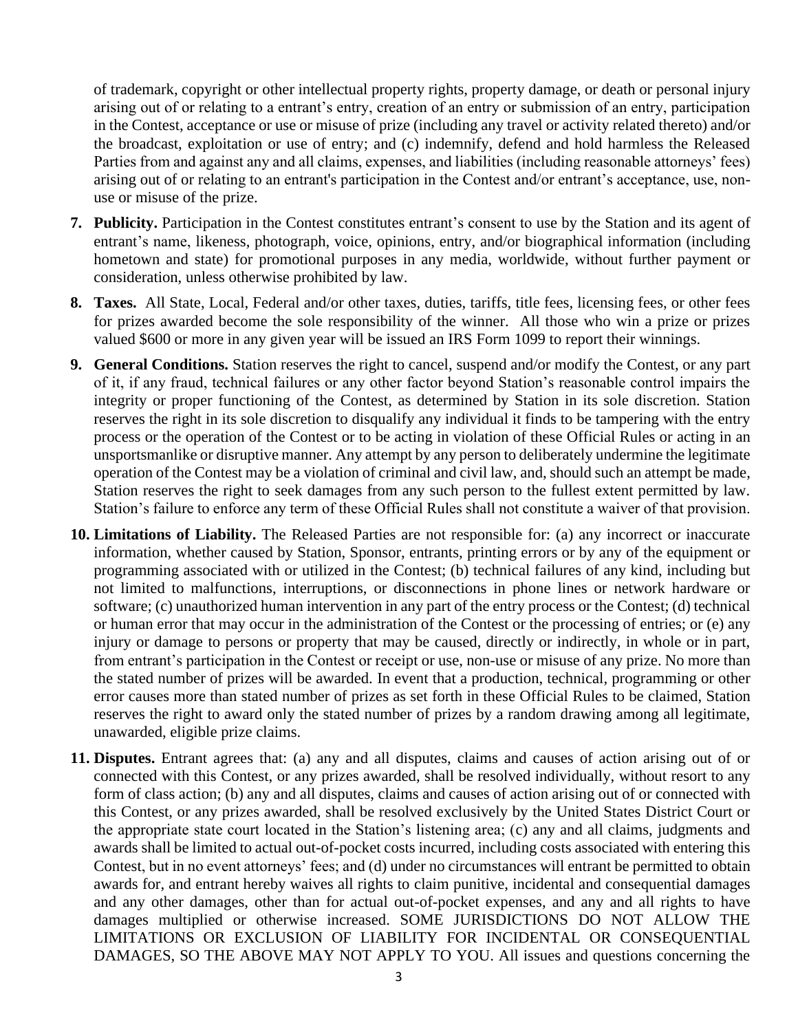of trademark, copyright or other intellectual property rights, property damage, or death or personal injury arising out of or relating to a entrant's entry, creation of an entry or submission of an entry, participation in the Contest, acceptance or use or misuse of prize (including any travel or activity related thereto) and/or the broadcast, exploitation or use of entry; and (c) indemnify, defend and hold harmless the Released Parties from and against any and all claims, expenses, and liabilities (including reasonable attorneys' fees) arising out of or relating to an entrant's participation in the Contest and/or entrant's acceptance, use, non-use or misuse of the prize.

7. **Publicity.** Participation in the Contest constitutes entrant's consent to use by the Station and its agent of entrant's name, likeness, photograph, voice, opinions, entry, and/or biographical information (including hometown and state) for promotional purposes in any media, worldwide, without further payment or consideration, unless otherwise prohibited by law.

8. **Taxes.** All State, Local, Federal and/or other taxes, duties, tariffs, title fees, licensing fees, or other fees for prizes awarded become the sole responsibility of the winner. All those who win a prize or prizes valued $600 or more in any given year will be issued an IRS Form 1099 to report their winnings.

9. **General Conditions.** Station reserves the right to cancel, suspend and/or modify the Contest, or any part of it, if any fraud, technical failures or any other factor beyond Station's reasonable control impairs the integrity or proper functioning of the Contest, as determined by Station in its sole discretion. Station reserves the right in its sole discretion to disqualify any individual it finds to be tampering with the entry process or the operation of the Contest or to be acting in violation of these Official Rules or acting in an unsportsmanlike or disruptive manner. Any attempt by any person to deliberately undermine the legitimate operation of the Contest may be a violation of criminal and civil law, and, should such an attempt be made, Station reserves the right to seek damages from any such person to the fullest extent permitted by law. Station's failure to enforce any term of these Official Rules shall not constitute a waiver of that provision.

10. **Limitations of Liability.** The Released Parties are not responsible for: (a) any incorrect or inaccurate information, whether caused by Station, Sponsor, entrants, printing errors or by any of the equipment or programming associated with or utilized in the Contest; (b) technical failures of any kind, including but not limited to malfunctions, interruptions, or disconnections in phone lines or network hardware or software; (c) unauthorized human intervention in any part of the entry process or the Contest; (d) technical or human error that may occur in the administration of the Contest or the processing of entries; or (e) any injury or damage to persons or property that may be caused, directly or indirectly, in whole or in part, from entrant's participation in the Contest or receipt or use, non-use or misuse of any prize. No more than the stated number of prizes will be awarded. In event that a production, technical, programming or other error causes more than stated number of prizes as set forth in these Official Rules to be claimed, Station reserves the right to award only the stated number of prizes by a random drawing among all legitimate, unawarded, eligible prize claims.

11. **Disputes.** Entrant agrees that: (a) any and all disputes, claims and causes of action arising out of or connected with this Contest, or any prizes awarded, shall be resolved individually, without resort to any form of class action; (b) any and all disputes, claims and causes of action arising out of or connected with this Contest, or any prizes awarded, shall be resolved exclusively by the United States District Court or the appropriate state court located in the Station's listening area; (c) any and all claims, judgments and awards shall be limited to actual out-of-pocket costs incurred, including costs associated with entering this Contest, but in no event attorneys' fees; and (d) under no circumstances will entrant be permitted to obtain awards for, and entrant hereby waives all rights to claim punitive, incidental and consequential damages and any other damages, other than for actual out-of-pocket expenses, and any and all rights to have damages multiplied or otherwise increased. SOME JURISDICTIONS DO NOT ALLOW THE LIMITATIONS OR EXCLUSION OF LIABILITY FOR INCIDENTAL OR CONSEQUENTIAL DAMAGES, SO THE ABOVE MAY NOT APPLY TO YOU. All issues and questions concerning the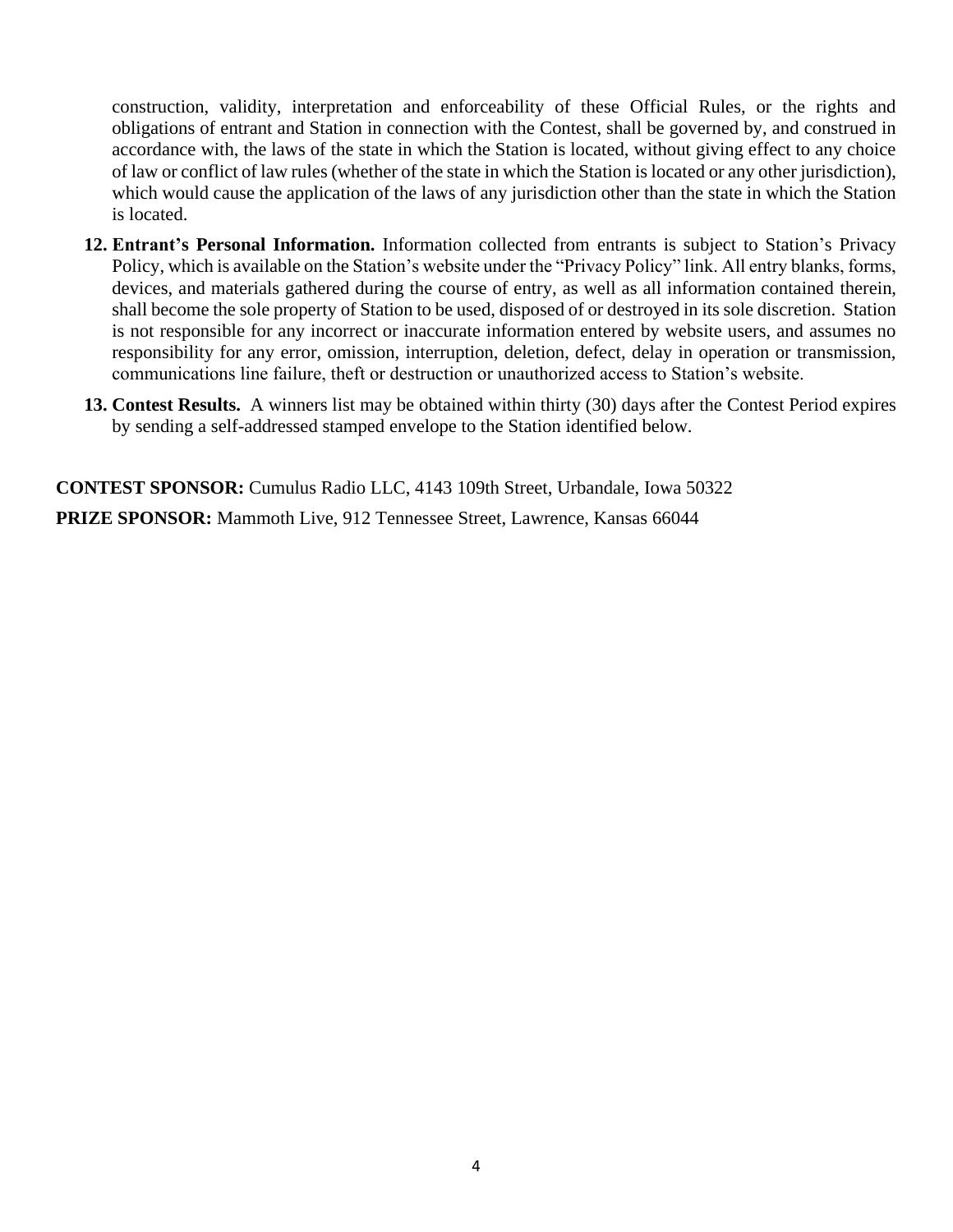construction, validity, interpretation and enforceability of these Official Rules, or the rights and obligations of entrant and Station in connection with the Contest, shall be governed by, and construed in accordance with, the laws of the state in which the Station is located, without giving effect to any choice of law or conflict of law rules (whether of the state in which the Station is located or any other jurisdiction), which would cause the application of the laws of any jurisdiction other than the state in which the Station is located.

12. **Entrant's Personal Information.** Information collected from entrants is subject to Station's Privacy Policy, which is available on the Station's website under the "Privacy Policy" link. All entry blanks, forms, devices, and materials gathered during the course of entry, as well as all information contained therein, shall become the sole property of Station to be used, disposed of or destroyed in its sole discretion. Station is not responsible for any incorrect or inaccurate information entered by website users, and assumes no responsibility for any error, omission, interruption, deletion, defect, delay in operation or transmission, communications line failure, theft or destruction or unauthorized access to Station's website.

13. **Contest Results.** A winners list may be obtained within thirty (30) days after the Contest Period expires by sending a self-addressed stamped envelope to the Station identified below.

**CONTEST SPONSOR:** Cumulus Radio LLC, 4143 109th Street, Urbandale, Iowa 50322

**PRIZE SPONSOR:** Mammoth Live, 912 Tennessee Street, Lawrence, Kansas 66044